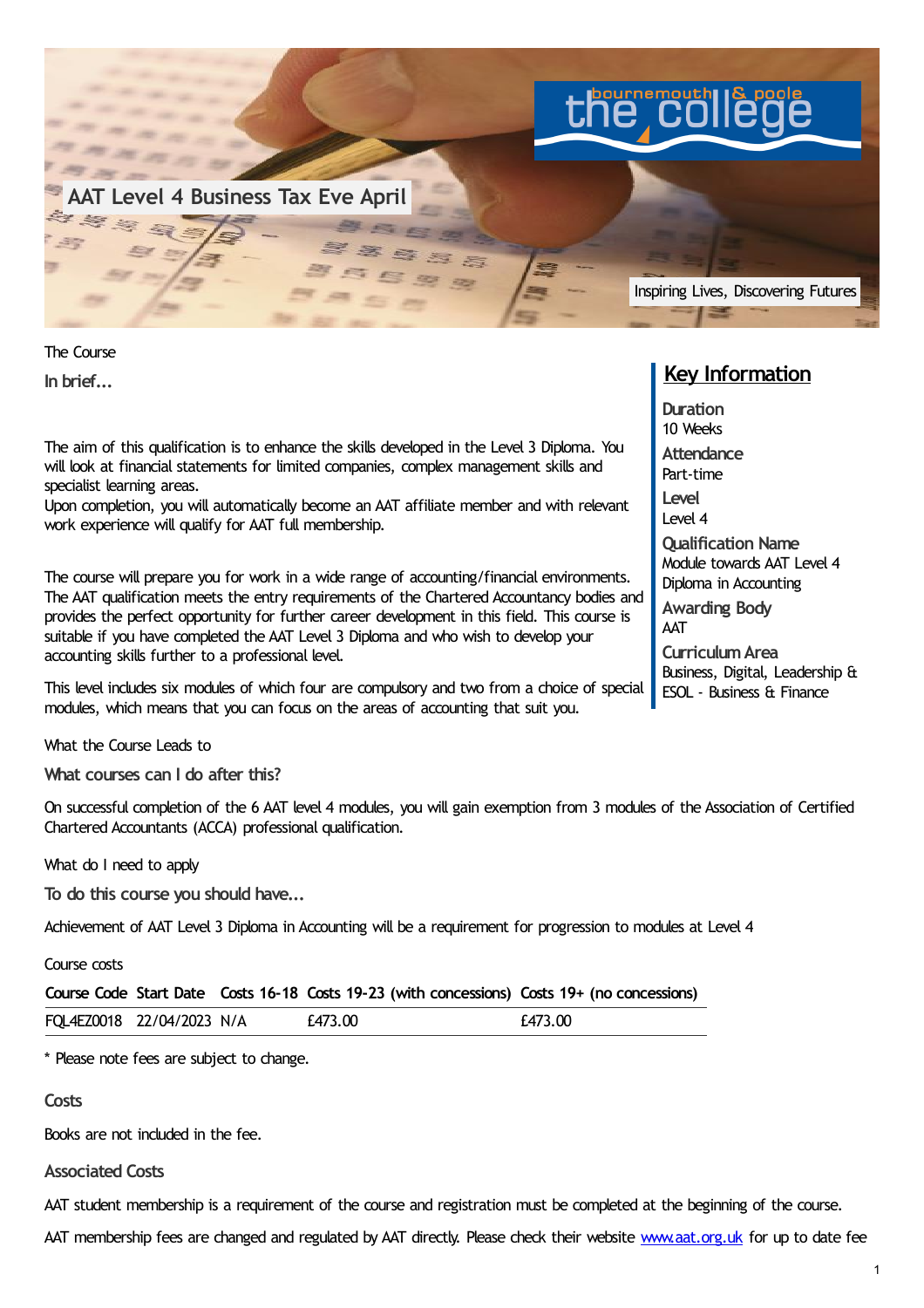# AAT Level 4 Business Tax Eve April

Inspiring Lives, Discovering Futures

## Key Information

**Duration**
10 Weeks

**Attendance**
Part-time

**Level**
Level 4

**Qualification Name**
Module towards AAT Level 4 Diploma in Accounting

**Awarding Body**
AAT

**Curriculum Area**
Business, Digital, Leadership & ESOL - Business & Finance

## The Course

### In brief...

The aim of this qualification is to enhance the skills developed in the Level 3 Diploma. You will look at financial statements for limited companies, complex management skills and specialist learning areas.
Upon completion, you will automatically become an AAT affiliate member and with relevant work experience will qualify for AAT full membership.

The course will prepare you for work in a wide range of accounting/financial environments. The AAT qualification meets the entry requirements of the Chartered Accountancy bodies and provides the perfect opportunity for further career development in this field. This course is suitable if you have completed the AAT Level 3 Diploma and who wish to develop your accounting skills further to a professional level.

This level includes six modules of which four are compulsory and two from a choice of special modules, which means that you can focus on the areas of accounting that suit you.

## What the Course Leads to

### What courses can I do after this?

On successful completion of the 6 AAT level 4 modules, you will gain exemption from 3 modules of the Association of Certified Chartered Accountants (ACCA) professional qualification.

## What do I need to apply

### To do this course you should have...

Achievement of AAT Level 3 Diploma in Accounting will be a requirement for progression to modules at Level 4

## Course costs

| Course Code | Start Date | Costs 16-18 | Costs 19-23 (with concessions) | Costs 19+ (no concessions) |
|---|---|---|---|---|
| FQL4EZ0018 | 22/04/2023 | N/A | £473.00 | £473.00 |

* Please note fees are subject to change.

### Costs

Books are not included in the fee.

### Associated Costs

AAT student membership is a requirement of the course and registration must be completed at the beginning of the course.

AAT membership fees are changed and regulated by AAT directly. Please check their website www.aat.org.uk for up to date fee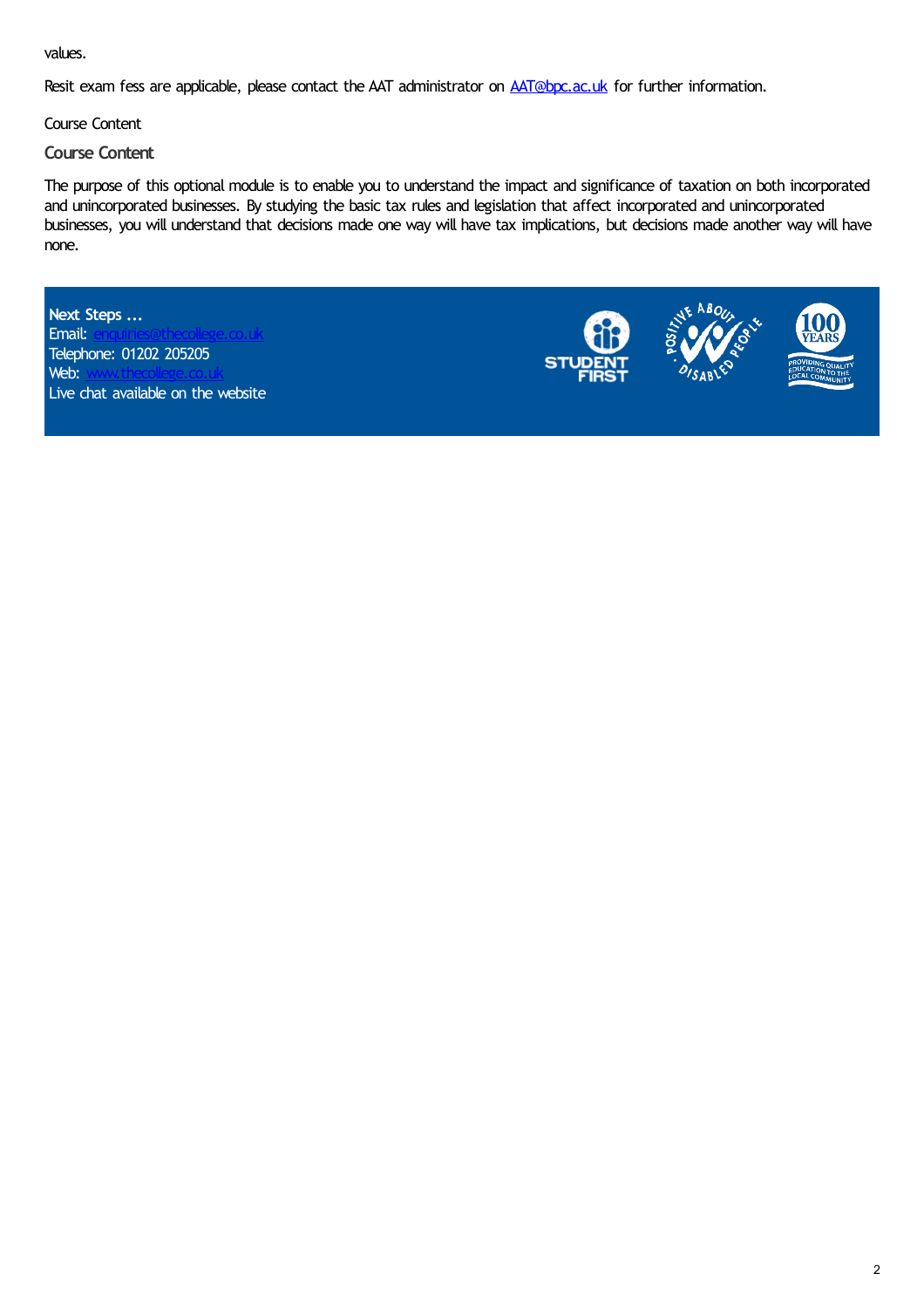values.

Resit exam fess are applicable, please contact the AAT administrator on AAT@bpc.ac.uk for further information.

Course Content

## Course Content

The purpose of this optional module is to enable you to understand the impact and significance of taxation on both incorporated and unincorporated businesses. By studying the basic tax rules and legislation that affect incorporated and unincorporated businesses, you will understand that decisions made one way will have tax implications, but decisions made another way will have none.

**Next Steps ...**
Email: enquiries@thecollege.co.uk
Telephone: 01202 205205
Web: www.thecollege.co.uk
Live chat available on the website